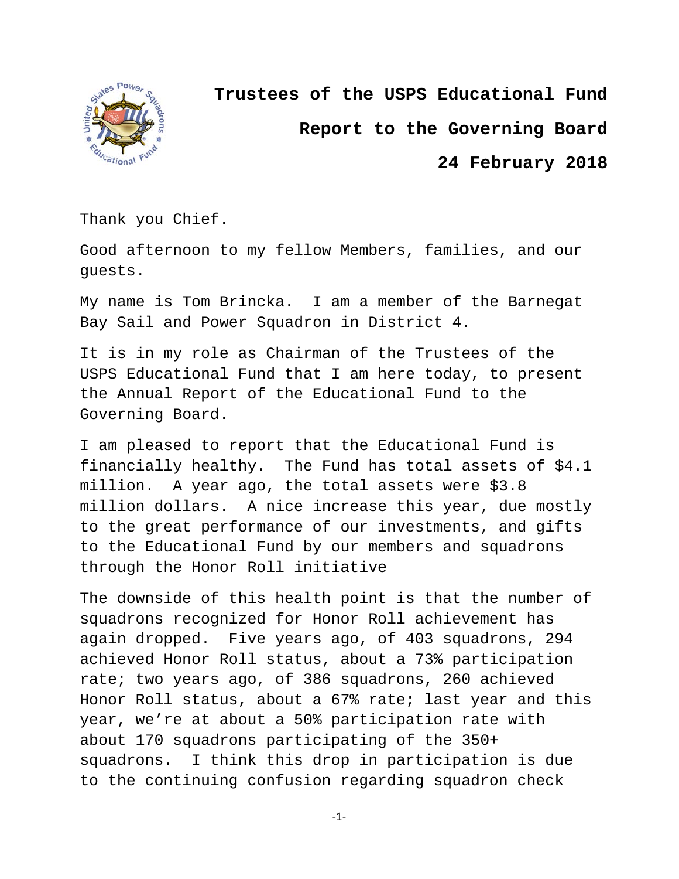# Trustees of the USPS Educational Fund

## Report to the Governing Board

## 24 February 2018

Thank you Chief.

Good afternoon to my fellow Members, families, and our guests.

My name is Tom Brincka. I am a member of the Barnegat Bay Sail and Power Squadron in District 4.

It is in my role as Chairman of the Trustees of the USPS Educational Fund that I am here today, to present the Annual Report of the Educational Fund to the Governing Board.

I am pleased to report that the Educational Fund is financially healthy. The Fund has total assets of $4.1 million. A year ago, the total assets were $3.8 million dollars. A nice increase this year, due mostly to the great performance of our investments, and gifts to the Educational Fund by our members and squadrons through the Honor Roll initiative

The downside of this health point is that the number of squadrons recognized for Honor Roll achievement has again dropped. Five years ago, of 403 squadrons, 294 achieved Honor Roll status, about a 73% participation rate; two years ago, of 386 squadrons, 260 achieved Honor Roll status, about a 67% rate; last year and this year, we're at about a 50% participation rate with about 170 squadrons participating of the 350+ squadrons. I think this drop in participation is due to the continuing confusion regarding squadron check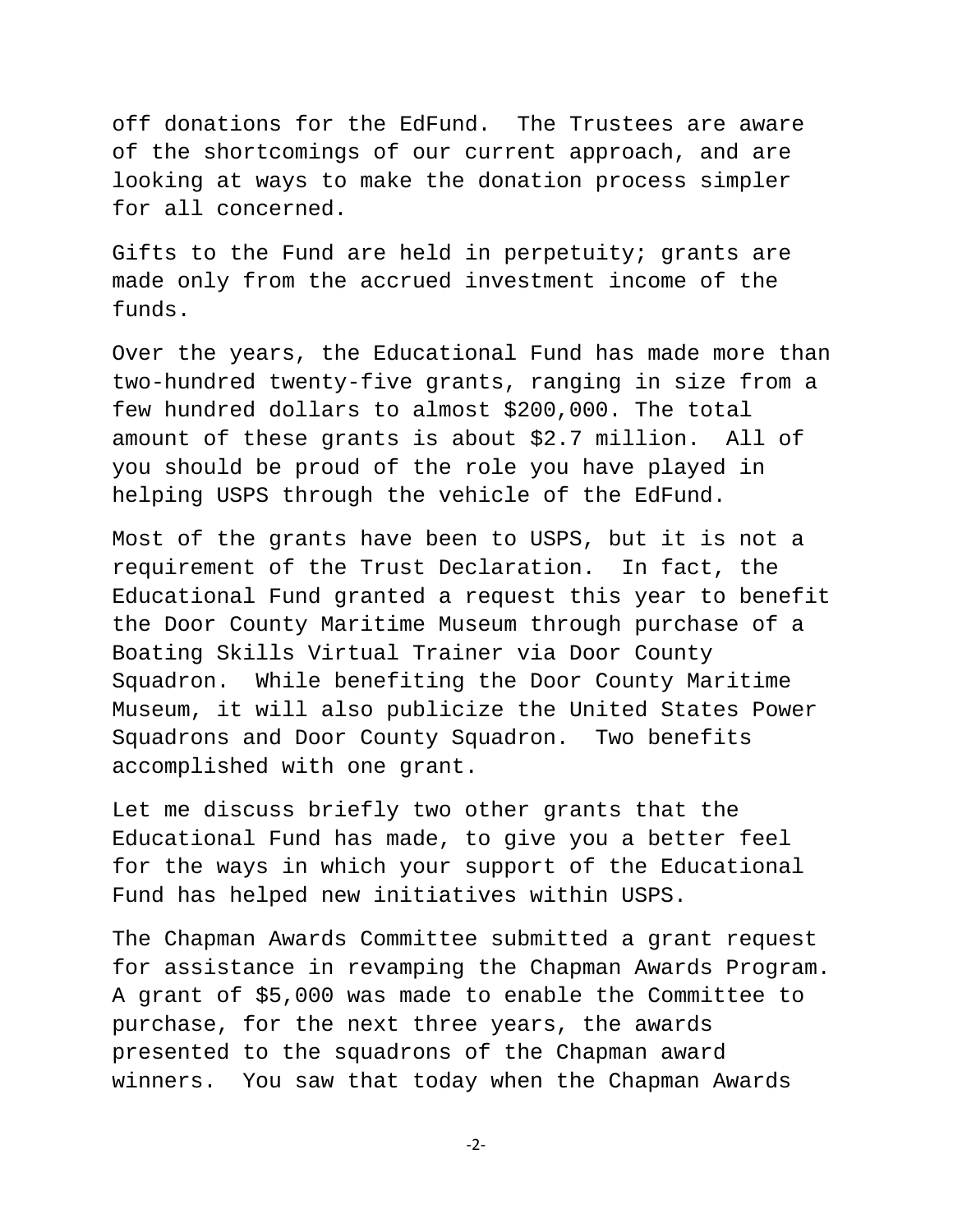off donations for the EdFund. The Trustees are aware of the shortcomings of our current approach, and are looking at ways to make the donation process simpler for all concerned.

Gifts to the Fund are held in perpetuity; grants are made only from the accrued investment income of the funds.

Over the years, the Educational Fund has made more than two-hundred twenty-five grants, ranging in size from a few hundred dollars to almost $200,000. The total amount of these grants is about $2.7 million. All of you should be proud of the role you have played in helping USPS through the vehicle of the EdFund.

Most of the grants have been to USPS, but it is not a requirement of the Trust Declaration. In fact, the Educational Fund granted a request this year to benefit the Door County Maritime Museum through purchase of a Boating Skills Virtual Trainer via Door County Squadron. While benefiting the Door County Maritime Museum, it will also publicize the United States Power Squadrons and Door County Squadron. Two benefits accomplished with one grant.

Let me discuss briefly two other grants that the Educational Fund has made, to give you a better feel for the ways in which your support of the Educational Fund has helped new initiatives within USPS.

The Chapman Awards Committee submitted a grant request for assistance in revamping the Chapman Awards Program. A grant of $5,000 was made to enable the Committee to purchase, for the next three years, the awards presented to the squadrons of the Chapman award winners. You saw that today when the Chapman Awards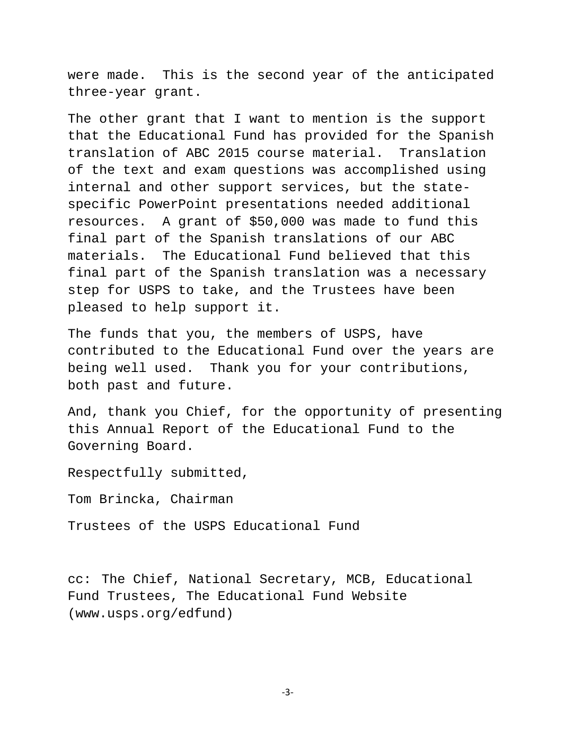were made. This is the second year of the anticipated three-year grant.

The other grant that I want to mention is the support that the Educational Fund has provided for the Spanish translation of ABC 2015 course material. Translation of the text and exam questions was accomplished using internal and other support services, but the state-specific PowerPoint presentations needed additional resources. A grant of $50,000 was made to fund this final part of the Spanish translations of our ABC materials. The Educational Fund believed that this final part of the Spanish translation was a necessary step for USPS to take, and the Trustees have been pleased to help support it.

The funds that you, the members of USPS, have contributed to the Educational Fund over the years are being well used. Thank you for your contributions, both past and future.

And, thank you Chief, for the opportunity of presenting this Annual Report of the Educational Fund to the Governing Board.

Respectfully submitted,

Tom Brincka, Chairman

Trustees of the USPS Educational Fund

cc: The Chief, National Secretary, MCB, Educational Fund Trustees, The Educational Fund Website (www.usps.org/edfund)